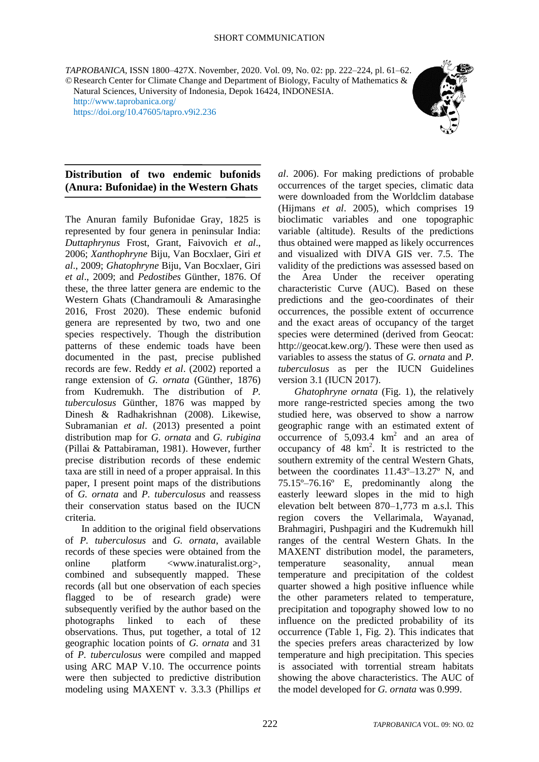SHORT COMMUNICATION

*TAPROBANICA*, ISSN 1800–427X. November, 2020. Vol. 09, No. 02: pp. 222–224, pl. 61–62.
© Research Center for Climate Change and Department of Biology, Faculty of Mathematics & Natural Sciences, University of Indonesia, Depok 16424, INDONESIA.
http://www.taprobanica.org/
https://doi.org/10.47605/tapro.v9i2.236

## Distribution of two endemic bufonids (Anura: Bufonidae) in the Western Ghats

The Anuran family Bufonidae Gray, 1825 is represented by four genera in peninsular India: *Duttaphrynus* Frost, Grant, Faivovich *et al*., 2006; *Xanthophryne* Biju, Van Bocxlaer, Giri *et al*., 2009; *Ghatophryne* Biju, Van Bocxlaer, Giri *et al*., 2009; and *Pedostibes* Günther, 1876. Of these, the three latter genera are endemic to the Western Ghats (Chandramouli & Amarasinghe 2016, Frost 2020). These endemic bufonid genera are represented by two, two and one species respectively. Though the distribution patterns of these endemic toads have been documented in the past, precise published records are few. Reddy *et al*. (2002) reported a range extension of *G. ornata* (Günther, 1876) from Kudremukh. The distribution of *P. tuberculosus* Günther, 1876 was mapped by Dinesh & Radhakrishnan (2008). Likewise, Subramanian *et al*. (2013) presented a point distribution map for *G. ornata* and *G. rubigina* (Pillai & Pattabiraman, 1981). However, further precise distribution records of these endemic taxa are still in need of a proper appraisal. In this paper, I present point maps of the distributions of *G. ornata* and *P. tuberculosus* and reassess their conservation status based on the IUCN criteria.

In addition to the original field observations of *P. tuberculosus* and *G. ornata*, available records of these species were obtained from the online platform <www.inaturalist.org>, combined and subsequently mapped. These records (all but one observation of each species flagged to be of research grade) were subsequently verified by the author based on the photographs linked to each of these observations. Thus, put together, a total of 12 geographic location points of *G. ornata* and 31 of *P. tuberculosus* were compiled and mapped using ARC MAP V.10. The occurrence points were then subjected to predictive distribution modeling using MAXENT v. 3.3.3 (Phillips *et al*. 2006). For making predictions of probable occurrences of the target species, climatic data were downloaded from the Worldclim database (Hijmans *et al*. 2005), which comprises 19 bioclimatic variables and one topographic variable (altitude). Results of the predictions thus obtained were mapped as likely occurrences and visualized with DIVA GIS ver. 7.5. The validity of the predictions was assessed based on the Area Under the receiver operating characteristic Curve (AUC). Based on these predictions and the geo-coordinates of their occurrences, the possible extent of occurrence and the exact areas of occupancy of the target species were determined (derived from Geocat: http://geocat.kew.org/). These were then used as variables to assess the status of *G. ornata* and *P. tuberculosus* as per the IUCN Guidelines version 3.1 (IUCN 2017).

*Ghatophryne ornata* (Fig. 1), the relatively more range-restricted species among the two studied here, was observed to show a narrow geographic range with an estimated extent of occurrence of 5,093.4 km$^2$ and an area of occupancy of 48 km$^2$. It is restricted to the southern extremity of the central Western Ghats, between the coordinates 11.43º–13.27º N, and 75.15º–76.16º E, predominantly along the easterly leeward slopes in the mid to high elevation belt between 870–1,773 m a.s.l. This region covers the Vellarimala, Wayanad, Brahmagiri, Pushpagiri and the Kudremukh hill ranges of the central Western Ghats. In the MAXENT distribution model, the parameters, temperature seasonality, annual mean temperature and precipitation of the coldest quarter showed a high positive influence while the other parameters related to temperature, precipitation and topography showed low to no influence on the predicted probability of its occurrence (Table 1, Fig. 2). This indicates that the species prefers areas characterized by low temperature and high precipitation. This species is associated with torrential stream habitats showing the above characteristics. The AUC of the model developed for *G. ornata* was 0.999.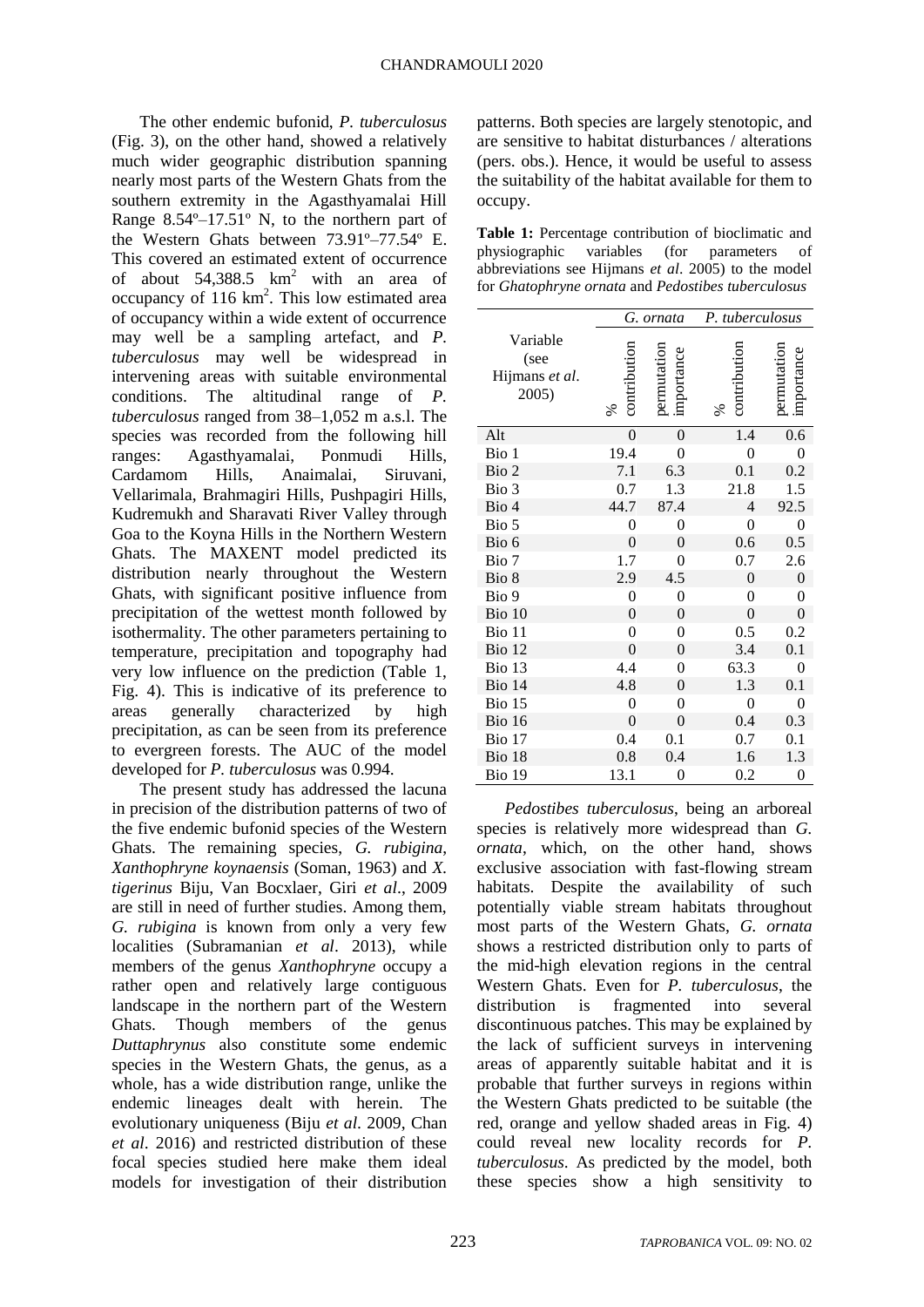The other endemic bufonid, *P. tuberculosus* (Fig. 3), on the other hand, showed a relatively much wider geographic distribution spanning nearly most parts of the Western Ghats from the southern extremity in the Agasthyamalai Hill Range 8.54º–17.51º N, to the northern part of the Western Ghats between 73.91º–77.54º E. This covered an estimated extent of occurrence of about 54,388.5 $km^2$ with an area of occupancy of 116 $km^2$. This low estimated area of occupancy within a wide extent of occurrence may well be a sampling artefact, and *P. tuberculosus* may well be widespread in intervening areas with suitable environmental conditions. The altitudinal range of *P. tuberculosus* ranged from 38–1,052 m a.s.l. The species was recorded from the following hill ranges: Agasthyamalai, Ponmudi Hills, Cardamom Hills, Anaimalai, Siruvani, Vellarimala, Brahmagiri Hills, Pushpagiri Hills, Kudremukh and Sharavati River Valley through Goa to the Koyna Hills in the Northern Western Ghats. The MAXENT model predicted its distribution nearly throughout the Western Ghats, with significant positive influence from precipitation of the wettest month followed by isothermality. The other parameters pertaining to temperature, precipitation and topography had very low influence on the prediction (Table 1, Fig. 4). This is indicative of its preference to areas generally characterized by high precipitation, as can be seen from its preference to evergreen forests. The AUC of the model developed for *P. tuberculosus* was 0.994.

The present study has addressed the lacuna in precision of the distribution patterns of two of the five endemic bufonid species of the Western Ghats. The remaining species, *G. rubigina*, *Xanthophryne koynaensis* (Soman, 1963) and *X. tigerinus* Biju, Van Bocxlaer, Giri *et al*., 2009 are still in need of further studies. Among them, *G. rubigina* is known from only a very few localities (Subramanian *et al*. 2013), while members of the genus *Xanthophryne* occupy a rather open and relatively large contiguous landscape in the northern part of the Western Ghats. Though members of the genus *Duttaphrynus* also constitute some endemic species in the Western Ghats, the genus, as a whole, has a wide distribution range, unlike the endemic lineages dealt with herein. The evolutionary uniqueness (Biju *et al*. 2009, Chan *et al*. 2016) and restricted distribution of these focal species studied here make them ideal models for investigation of their distribution patterns. Both species are largely stenotopic, and are sensitive to habitat disturbances / alterations (pers. obs.). Hence, it would be useful to assess the suitability of the habitat available for them to occupy.

**Table 1:** Percentage contribution of bioclimatic and physiographic variables (for parameters of abbreviations see Hijmans *et al*. 2005) to the model for *Ghatophryne ornata* and *Pedostibes tuberculosus*

| Variable (see Hijmans *et al*. 2005) | *G. ornata* | | *P. tuberculosus* | |
|---|---|---|---|---|
| | % contribution | permutation importance | % contribution | permutation importance |
| Alt | 0 | 0 | 1.4 | 0.6 |
| Bio 1 | 19.4 | 0 | 0 | 0 |
| Bio 2 | 7.1 | 6.3 | 0.1 | 0.2 |
| Bio 3 | 0.7 | 1.3 | 21.8 | 1.5 |
| Bio 4 | 44.7 | 87.4 | 4 | 92.5 |
| Bio 5 | 0 | 0 | 0 | 0 |
| Bio 6 | 0 | 0 | 0.6 | 0.5 |
| Bio 7 | 1.7 | 0 | 0.7 | 2.6 |
| Bio 8 | 2.9 | 4.5 | 0 | 0 |
| Bio 9 | 0 | 0 | 0 | 0 |
| Bio 10 | 0 | 0 | 0 | 0 |
| Bio 11 | 0 | 0 | 0.5 | 0.2 |
| Bio 12 | 0 | 0 | 3.4 | 0.1 |
| Bio 13 | 4.4 | 0 | 63.3 | 0 |
| Bio 14 | 4.8 | 0 | 1.3 | 0.1 |
| Bio 15 | 0 | 0 | 0 | 0 |
| Bio 16 | 0 | 0 | 0.4 | 0.3 |
| Bio 17 | 0.4 | 0.1 | 0.7 | 0.1 |
| Bio 18 | 0.8 | 0.4 | 1.6 | 1.3 |
| Bio 19 | 13.1 | 0 | 0.2 | 0 |

*Pedostibes tuberculosus*, being an arboreal species is relatively more widespread than *G. ornata*, which, on the other hand, shows exclusive association with fast-flowing stream habitats. Despite the availability of such potentially viable stream habitats throughout most parts of the Western Ghats, *G. ornata* shows a restricted distribution only to parts of the mid-high elevation regions in the central Western Ghats. Even for *P. tuberculosus*, the distribution is fragmented into several discontinuous patches. This may be explained by the lack of sufficient surveys in intervening areas of apparently suitable habitat and it is probable that further surveys in regions within the Western Ghats predicted to be suitable (the red, orange and yellow shaded areas in Fig. 4) could reveal new locality records for *P. tuberculosus*. As predicted by the model, both these species show a high sensitivity to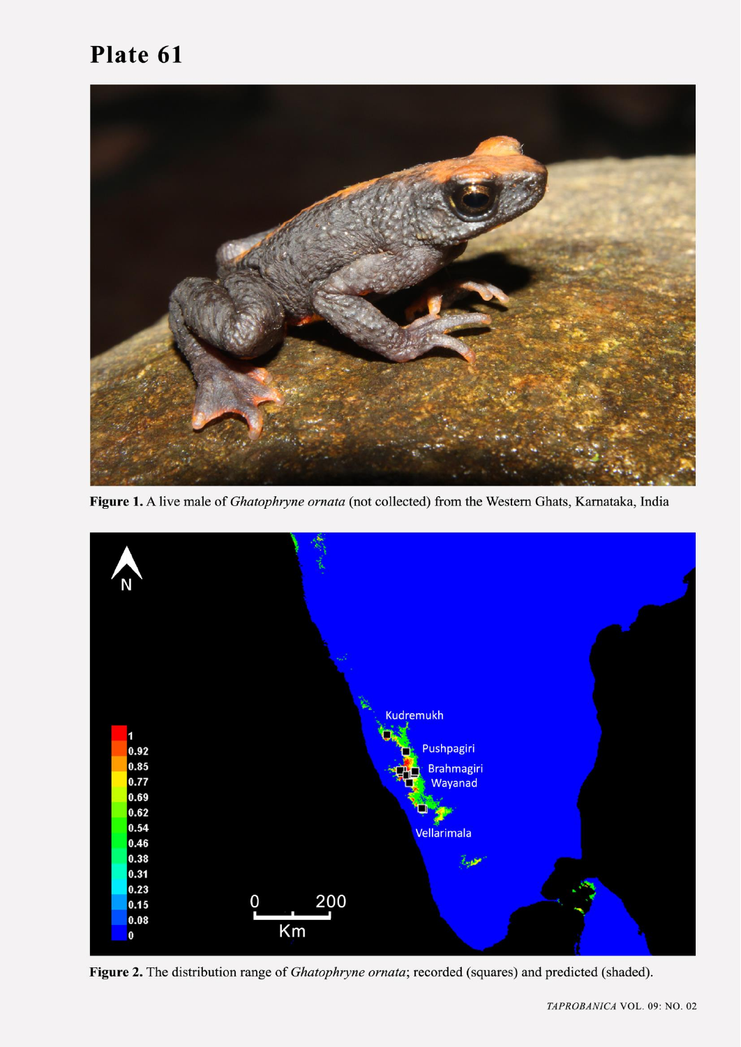# Plate 61

**Figure 1.** A live male of *Ghatophryne ornata* (not collected) from the Western Ghats, Karnataka, India

**Figure 2.** The distribution range of *Ghatophryne ornata*; recorded (squares) and predicted (shaded).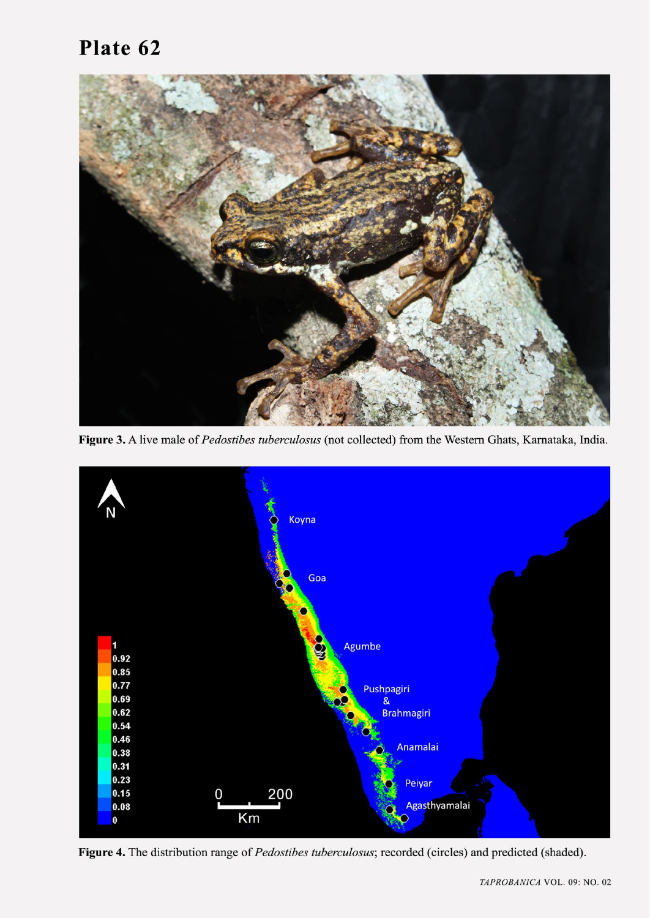# Plate 62

**Figure 3.** A live male of *Pedostibes tuberculosus* (not collected) from the Western Ghats, Karnataka, India.

**Figure 4.** The distribution range of *Pedostibes tuberculosus*; recorded (circles) and predicted (shaded).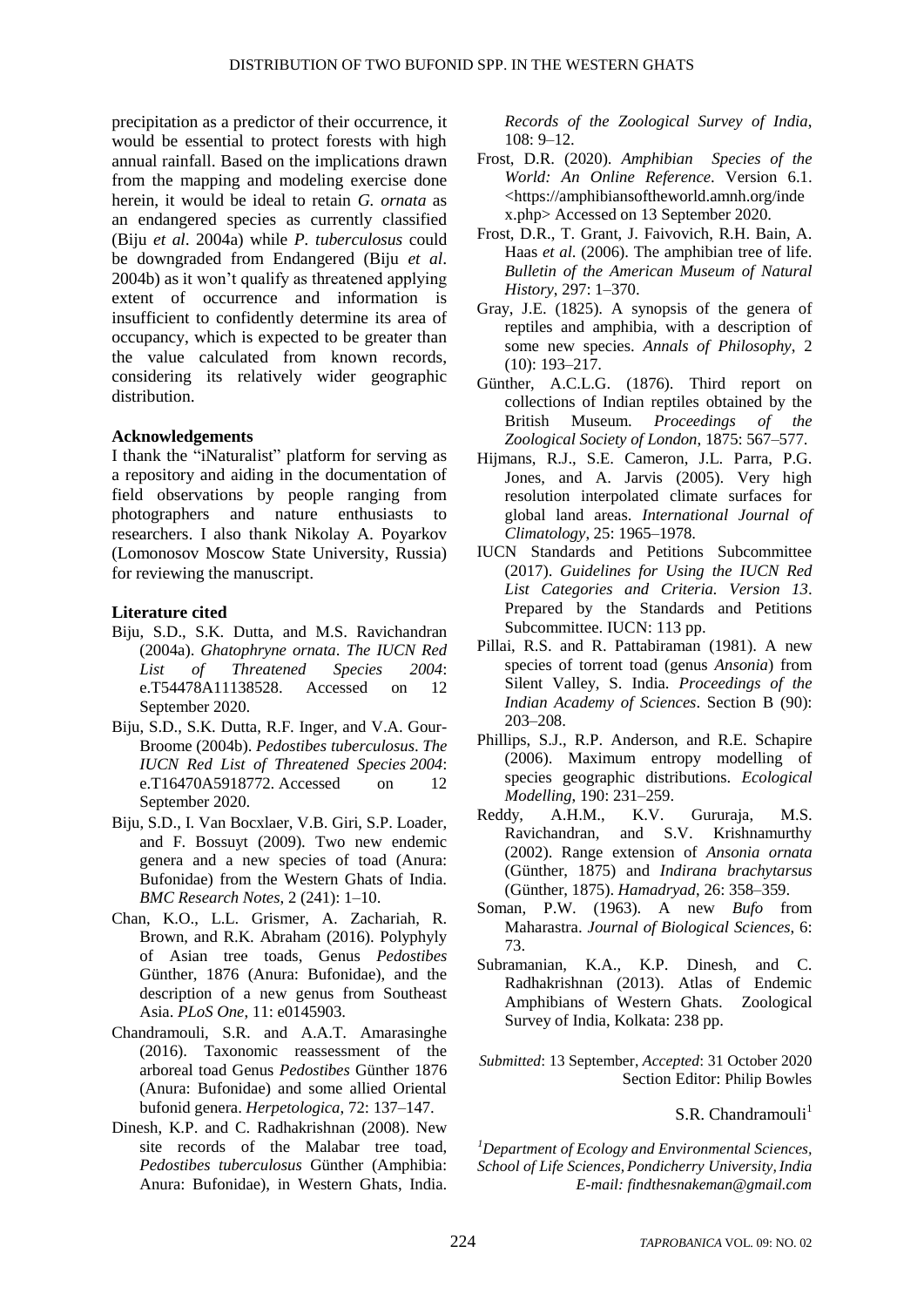precipitation as a predictor of their occurrence, it would be essential to protect forests with high annual rainfall. Based on the implications drawn from the mapping and modeling exercise done herein, it would be ideal to retain *G. ornata* as an endangered species as currently classified (Biju *et al*. 2004a) while *P. tuberculosus* could be downgraded from Endangered (Biju *et al*. 2004b) as it won't qualify as threatened applying extent of occurrence and information is insufficient to confidently determine its area of occupancy, which is expected to be greater than the value calculated from known records, considering its relatively wider geographic distribution.

**Acknowledgements**

I thank the "iNaturalist" platform for serving as a repository and aiding in the documentation of field observations by people ranging from photographers and nature enthusiasts to researchers. I also thank Nikolay A. Poyarkov (Lomonosov Moscow State University, Russia) for reviewing the manuscript.

**Literature cited**

Biju, S.D., S.K. Dutta, and M.S. Ravichandran (2004a). *Ghatophryne ornata*. *The IUCN Red List of Threatened Species 2004*: e.T54478A11138528. Accessed on 12 September 2020.

Biju, S.D., S.K. Dutta, R.F. Inger, and V.A. Gour-Broome (2004b). *Pedostibes tuberculosus*. *The IUCN Red List of Threatened Species 2004*: e.T16470A5918772. Accessed on 12 September 2020.

Biju, S.D., I. Van Bocxlaer, V.B. Giri, S.P. Loader, and F. Bossuyt (2009). Two new endemic genera and a new species of toad (Anura: Bufonidae) from the Western Ghats of India. *BMC Research Notes*, 2 (241): 1–10.

Chan, K.O., L.L. Grismer, A. Zachariah, R. Brown, and R.K. Abraham (2016). Polyphyly of Asian tree toads, Genus *Pedostibes* Günther, 1876 (Anura: Bufonidae), and the description of a new genus from Southeast Asia. *PLoS One*, 11: e0145903.

Chandramouli, S.R. and A.A.T. Amarasinghe (2016). Taxonomic reassessment of the arboreal toad Genus *Pedostibes* Günther 1876 (Anura: Bufonidae) and some allied Oriental bufonid genera. *Herpetologica*, 72: 137–147.

Dinesh, K.P. and C. Radhakrishnan (2008). New site records of the Malabar tree toad, *Pedostibes tuberculosus* Günther (Amphibia: Anura: Bufonidae), in Western Ghats, India. *Records of the Zoological Survey of India*, 108: 9–12.

Frost, D.R. (2020). *Amphibian Species of the World: An Online Reference*. Version 6.1. <https://amphibiansoftheworld.amnh.org/index.php> Accessed on 13 September 2020.

Frost, D.R., T. Grant, J. Faivovich, R.H. Bain, A. Haas *et al*. (2006). The amphibian tree of life. *Bulletin of the American Museum of Natural History*, 297: 1–370.

Gray, J.E. (1825). A synopsis of the genera of reptiles and amphibia, with a description of some new species. *Annals of Philosophy*, 2 (10): 193–217.

Günther, A.C.L.G. (1876). Third report on collections of Indian reptiles obtained by the British Museum. *Proceedings of the Zoological Society of London*, 1875: 567–577.

Hijmans, R.J., S.E. Cameron, J.L. Parra, P.G. Jones, and A. Jarvis (2005). Very high resolution interpolated climate surfaces for global land areas. *International Journal of Climatology*, 25: 1965–1978.

IUCN Standards and Petitions Subcommittee (2017). *Guidelines for Using the IUCN Red List Categories and Criteria. Version 13*. Prepared by the Standards and Petitions Subcommittee. IUCN: 113 pp.

Pillai, R.S. and R. Pattabiraman (1981). A new species of torrent toad (genus *Ansonia*) from Silent Valley, S. India. *Proceedings of the Indian Academy of Sciences*. Section B (90): 203–208.

Phillips, S.J., R.P. Anderson, and R.E. Schapire (2006). Maximum entropy modelling of species geographic distributions. *Ecological Modelling*, 190: 231–259.

Reddy, A.H.M., K.V. Gururaja, M.S. Ravichandran, and S.V. Krishnamurthy (2002). Range extension of *Ansonia ornata* (Günther, 1875) and *Indirana brachytarsus* (Günther, 1875). *Hamadryad*, 26: 358–359.

Soman, P.W. (1963). A new *Bufo* from Maharastra. *Journal of Biological Sciences*, 6: 73.

Subramanian, K.A., K.P. Dinesh, and C. Radhakrishnan (2013). Atlas of Endemic Amphibians of Western Ghats. Zoological Survey of India, Kolkata: 238 pp.

*Submitted*: 13 September, *Accepted*: 31 October 2020
Section Editor: Philip Bowles

S.R. Chandramouli[1]

[1]*Department of Ecology and Environmental Sciences, School of Life Sciences, Pondicherry University, India*
*E-mail: findthesnakeman@gmail.com*